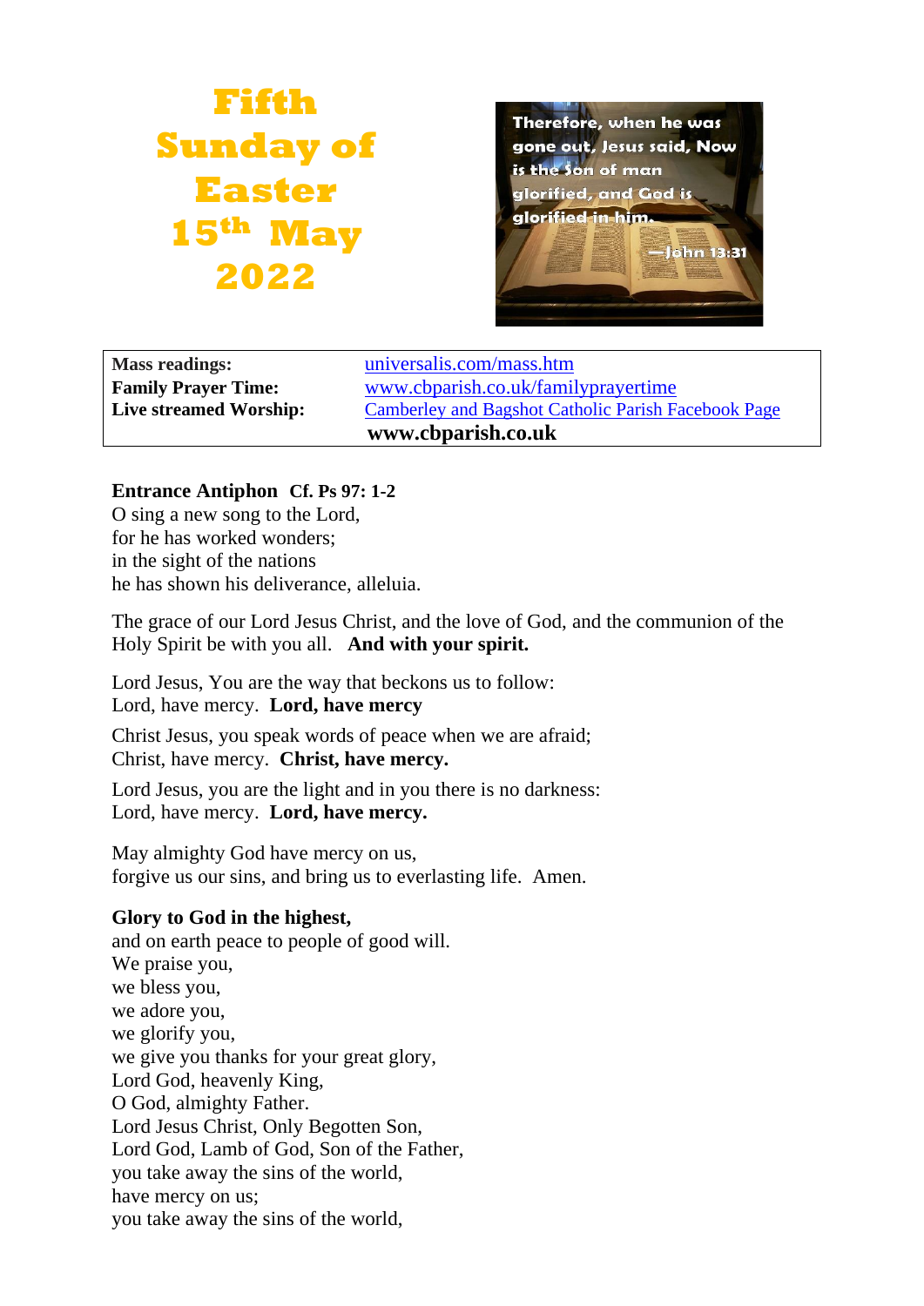# Fifth Sunday of Easter 15th May 2022

Therefore, when he was gone out, Jesus said, Now is the Son of man glorified, and God is glorified in him.

—John 13:31

| | |
|---|---|
| **Mass readings:** | universalis.com/mass.htm |
| **Family Prayer Time:** | www.cbparish.co.uk/familyprayertime |
| **Live streamed Worship:** | Camberley and Bagshot Catholic Parish Facebook Page |
| | **www.cbparish.co.uk** |

**Entrance Antiphon Cf. Ps 97: 1-2**
O sing a new song to the Lord,
for he has worked wonders;
in the sight of the nations
he has shown his deliverance, alleluia.

The grace of our Lord Jesus Christ, and the love of God, and the communion of the Holy Spirit be with you all. **And with your spirit.**

Lord Jesus, You are the way that beckons us to follow:
Lord, have mercy. **Lord, have mercy**

Christ Jesus, you speak words of peace when we are afraid;
Christ, have mercy. **Christ, have mercy.**

Lord Jesus, you are the light and in you there is no darkness:
Lord, have mercy. **Lord, have mercy.**

May almighty God have mercy on us,
forgive us our sins, and bring us to everlasting life. Amen.

**Glory to God in the highest,**
and on earth peace to people of good will.
We praise you,
we bless you,
we adore you,
we glorify you,
we give you thanks for your great glory,
Lord God, heavenly King,
O God, almighty Father.
Lord Jesus Christ, Only Begotten Son,
Lord God, Lamb of God, Son of the Father,
you take away the sins of the world,
have mercy on us;
you take away the sins of the world,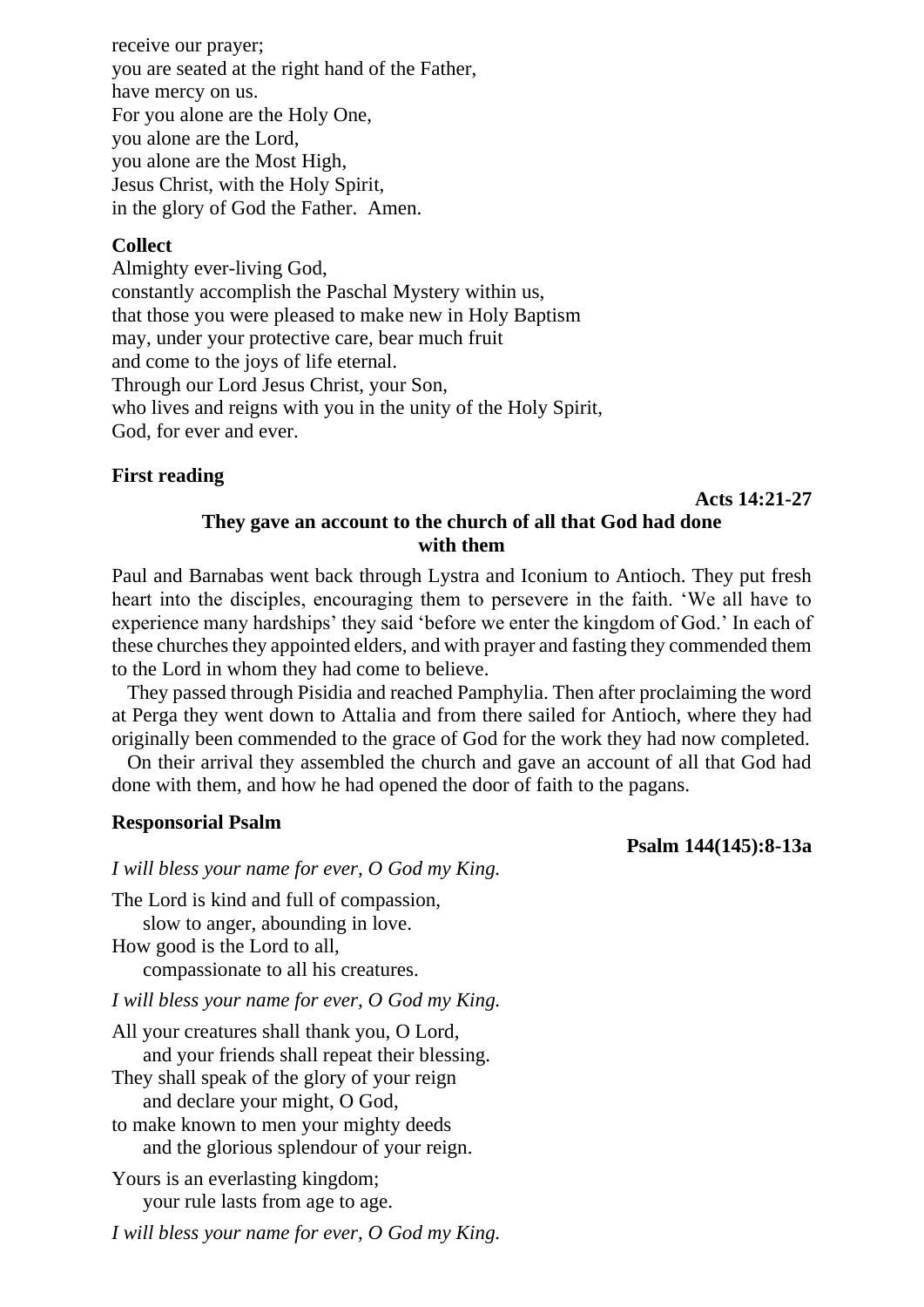receive our prayer;
you are seated at the right hand of the Father,
have mercy on us.
For you alone are the Holy One,
you alone are the Lord,
you alone are the Most High,
Jesus Christ, with the Holy Spirit,
in the glory of God the Father.  Amen.

**Collect**

Almighty ever-living God,
constantly accomplish the Paschal Mystery within us,
that those you were pleased to make new in Holy Baptism
may, under your protective care, bear much fruit
and come to the joys of life eternal.
Through our Lord Jesus Christ, your Son,
who lives and reigns with you in the unity of the Holy Spirit,
God, for ever and ever.

**First reading**

**Acts 14:21-27**

**They gave an account to the church of all that God had done with them**

Paul and Barnabas went back through Lystra and Iconium to Antioch. They put fresh heart into the disciples, encouraging them to persevere in the faith. 'We all have to experience many hardships' they said 'before we enter the kingdom of God.' In each of these churches they appointed elders, and with prayer and fasting they commended them to the Lord in whom they had come to believe.

They passed through Pisidia and reached Pamphylia. Then after proclaiming the word at Perga they went down to Attalia and from there sailed for Antioch, where they had originally been commended to the grace of God for the work they had now completed.

On their arrival they assembled the church and gave an account of all that God had done with them, and how he had opened the door of faith to the pagans.

**Responsorial Psalm**

**Psalm 144(145):8-13a**

*I will bless your name for ever, O God my King.*

The Lord is kind and full of compassion,
 slow to anger, abounding in love.
How good is the Lord to all,
 compassionate to all his creatures.

*I will bless your name for ever, O God my King.*

All your creatures shall thank you, O Lord,
 and your friends shall repeat their blessing.
They shall speak of the glory of your reign
 and declare your might, O God,
to make known to men your mighty deeds
 and the glorious splendour of your reign.

Yours is an everlasting kingdom;
 your rule lasts from age to age.

*I will bless your name for ever, O God my King.*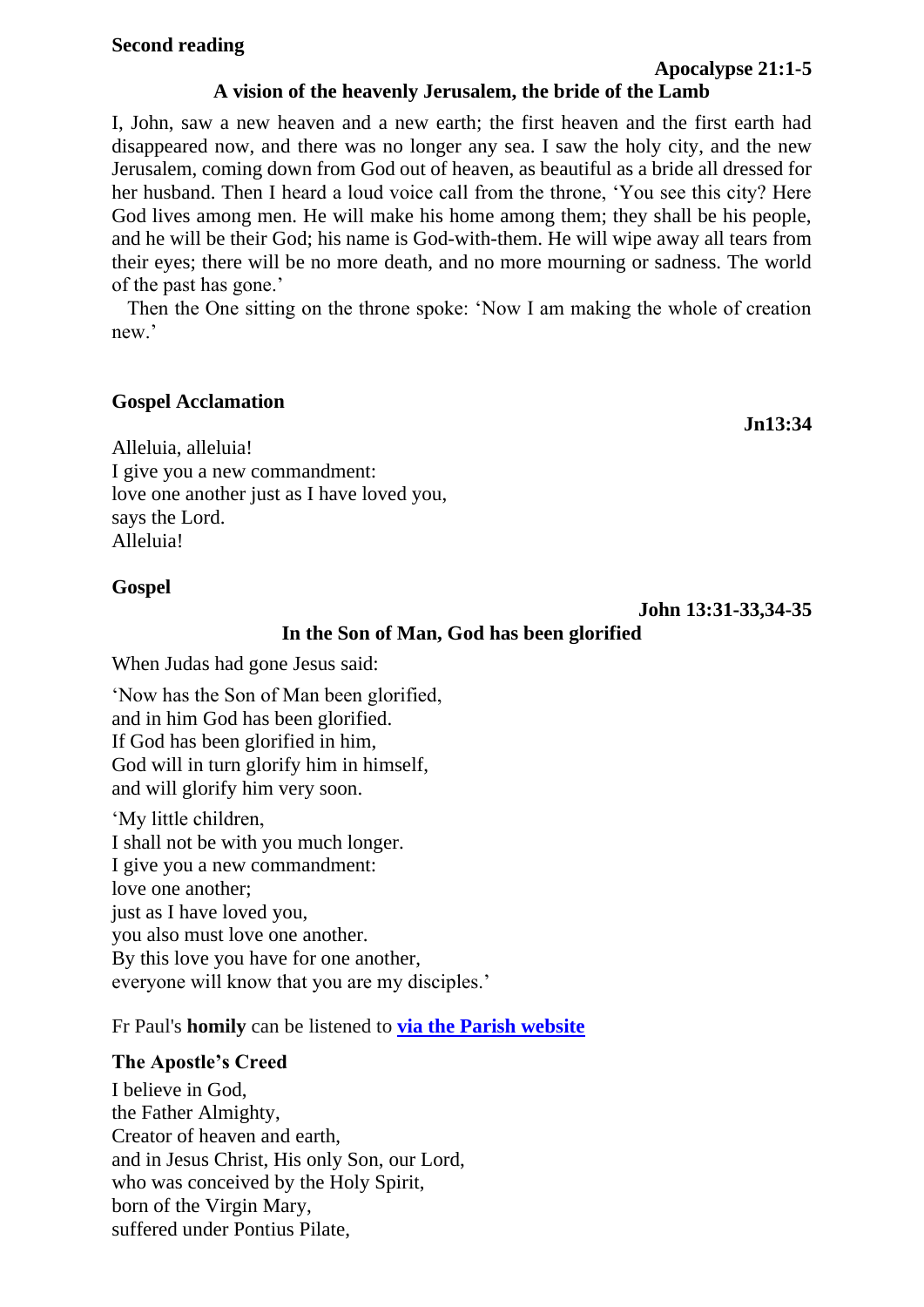**Second reading**

**Apocalypse 21:1-5**

**A vision of the heavenly Jerusalem, the bride of the Lamb**

I, John, saw a new heaven and a new earth; the first heaven and the first earth had disappeared now, and there was no longer any sea. I saw the holy city, and the new Jerusalem, coming down from God out of heaven, as beautiful as a bride all dressed for her husband. Then I heard a loud voice call from the throne, 'You see this city? Here God lives among men. He will make his home among them; they shall be his people, and he will be their God; his name is God-with-them. He will wipe away all tears from their eyes; there will be no more death, and no more mourning or sadness. The world of the past has gone.'

Then the One sitting on the throne spoke: 'Now I am making the whole of creation new.'

**Gospel Acclamation**

**Jn13:34**

Alleluia, alleluia!
I give you a new commandment:
love one another just as I have loved you,
says the Lord.
Alleluia!

**Gospel**

**John 13:31-33,34-35**

**In the Son of Man, God has been glorified**

When Judas had gone Jesus said:

'Now has the Son of Man been glorified,
and in him God has been glorified.
If God has been glorified in him,
God will in turn glorify him in himself,
and will glorify him very soon.

'My little children,
I shall not be with you much longer.
I give you a new commandment:
love one another;
just as I have loved you,
you also must love one another.
By this love you have for one another,
everyone will know that you are my disciples.'

Fr Paul's **homily** can be listened to **via the Parish website**

**The Apostle's Creed**

I believe in God,
the Father Almighty,
Creator of heaven and earth,
and in Jesus Christ, His only Son, our Lord,
who was conceived by the Holy Spirit,
born of the Virgin Mary,
suffered under Pontius Pilate,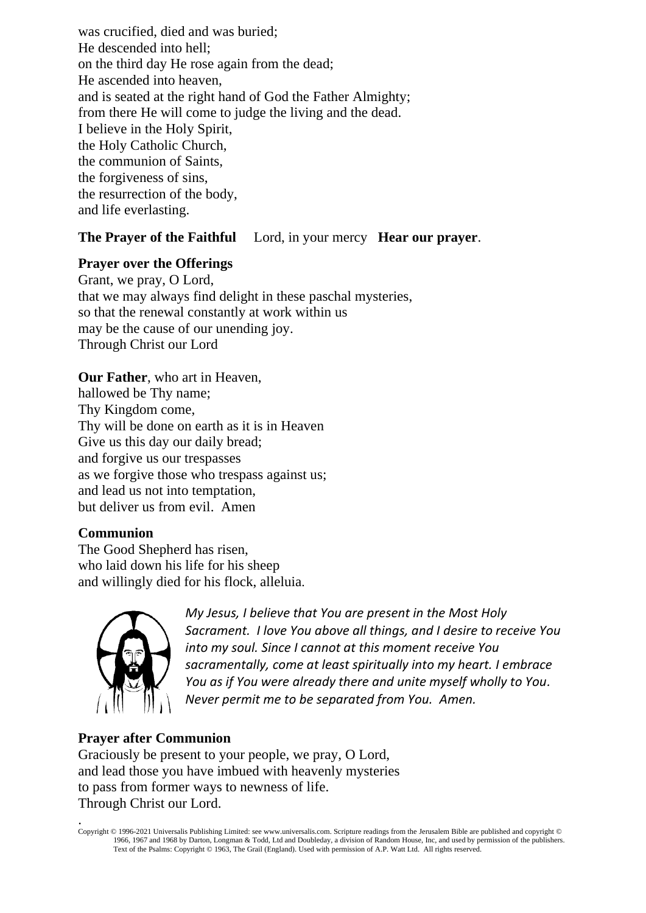was crucified, died and was buried;
He descended into hell;
on the third day He rose again from the dead;
He ascended into heaven,
and is seated at the right hand of God the Father Almighty;
from there He will come to judge the living and the dead.
I believe in the Holy Spirit,
the Holy Catholic Church,
the communion of Saints,
the forgiveness of sins,
the resurrection of the body,
and life everlasting.

**The Prayer of the Faithful** Lord, in your mercy **Hear our prayer**.

**Prayer over the Offerings**
Grant, we pray, O Lord,
that we may always find delight in these paschal mysteries,
so that the renewal constantly at work within us
may be the cause of our unending joy.
Through Christ our Lord

**Our Father**, who art in Heaven,
hallowed be Thy name;
Thy Kingdom come,
Thy will be done on earth as it is in Heaven
Give us this day our daily bread;
and forgive us our trespasses
as we forgive those who trespass against us;
and lead us not into temptation,
but deliver us from evil. Amen

**Communion**
The Good Shepherd has risen,
who laid down his life for his sheep
and willingly died for his flock, alleluia.

*My Jesus, I believe that You are present in the Most Holy Sacrament. I love You above all things, and I desire to receive You into my soul. Since I cannot at this moment receive You sacramentally, come at least spiritually into my heart. I embrace You as if You were already there and unite myself wholly to You. Never permit me to be separated from You. Amen.*

**Prayer after Communion**
Graciously be present to your people, we pray, O Lord,
and lead those you have imbued with heavenly mysteries
to pass from former ways to newness of life.
Through Christ our Lord.

Copyright © 1996-2021 Universalis Publishing Limited: see www.universalis.com. Scripture readings from the Jerusalem Bible are published and copyright © 1966, 1967 and 1968 by Darton, Longman & Todd, Ltd and Doubleday, a division of Random House, Inc, and used by permission of the publishers. Text of the Psalms: Copyright © 1963, The Grail (England). Used with permission of A.P. Watt Ltd. All rights reserved.